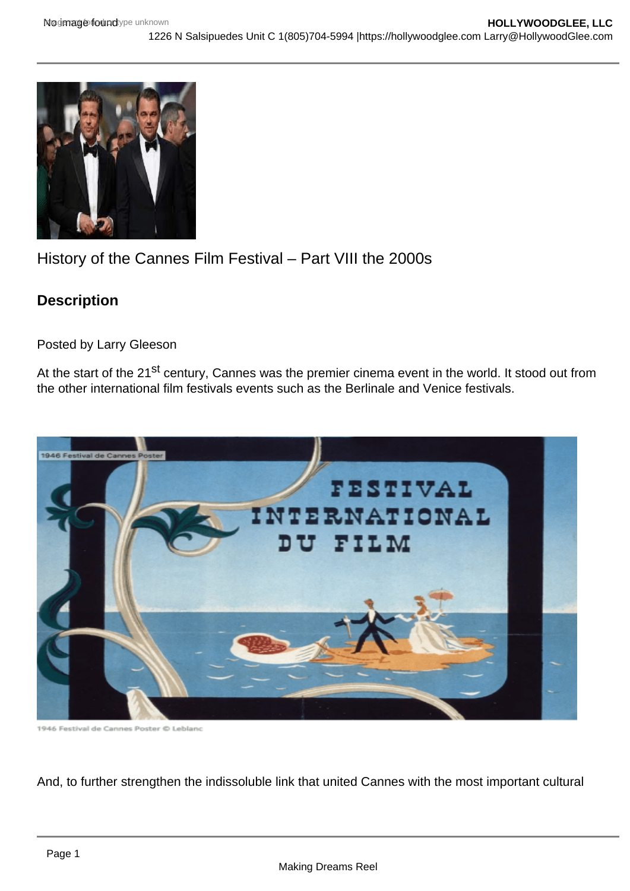# History of the Cannes Film Festival – Part VIII the 2000s

## Description

Posted by Larry Gleeson

At the start of the 21st century, Cannes was the premier cinema event in the world. It stood out from the other international film festivals events such as the Berlinale and Venice festivals.

1946 Festival de Cannes Poster © Leblanc

And, to further strengthen the indissoluble link that united Cannes with the most important cultural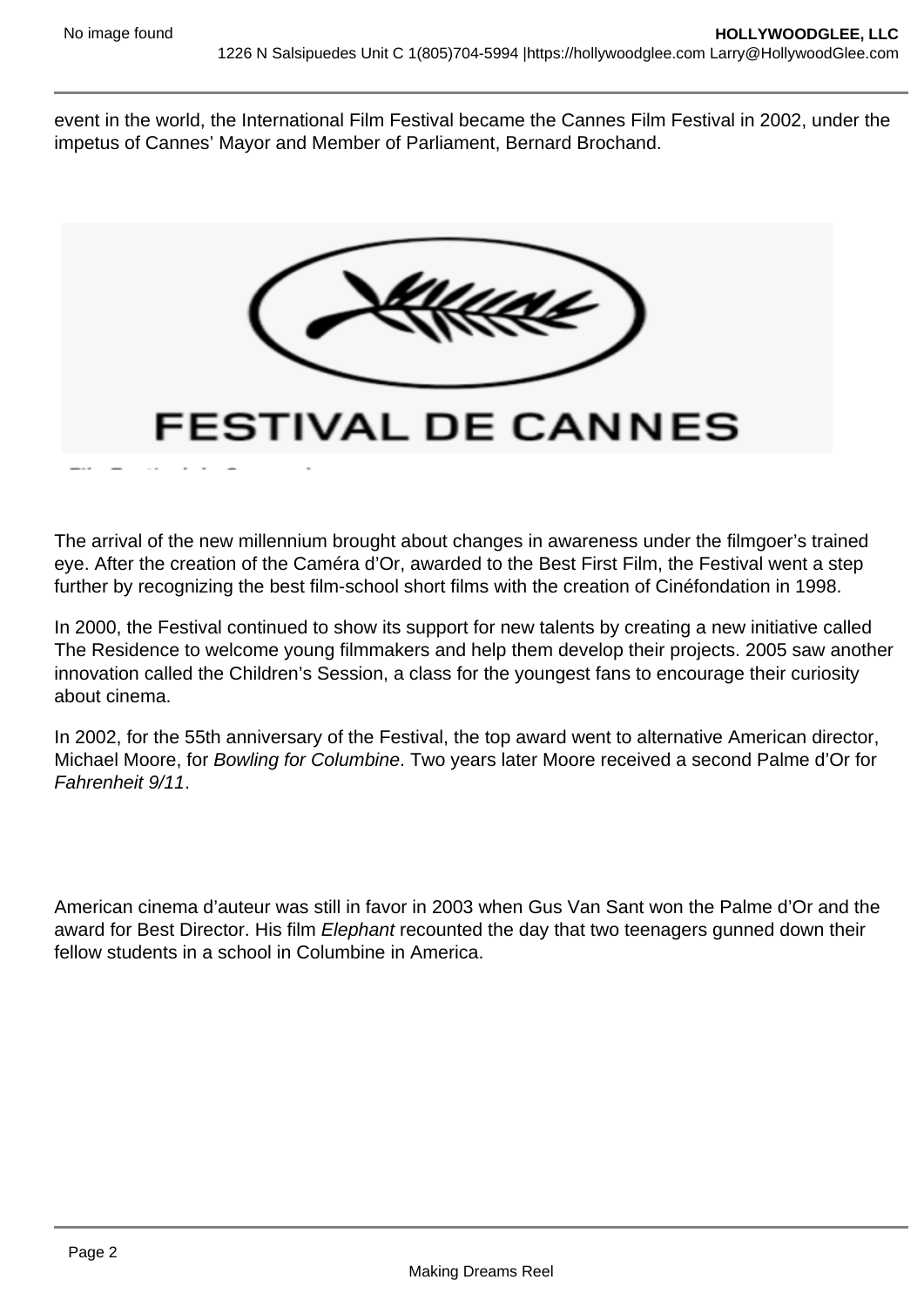event in the world, the International Film Festival became the Cannes Film Festival in 2002, under the impetus of Cannes' Mayor and Member of Parliament, Bernard Brochand.

The arrival of the new millennium brought about changes in awareness under the filmgoer's trained eye. After the creation of the Caméra d'Or, awarded to the Best First Film, the Festival went a step further by recognizing the best film-school short films with the creation of Cinéfondation in 1998.

In 2000, the Festival continued to show its support for new talents by creating a new initiative called The Residence to welcome young filmmakers and help them develop their projects. 2005 saw another innovation called the Children's Session, a class for the youngest fans to encourage their curiosity about cinema.

In 2002, for the 55th anniversary of the Festival, the top award went to alternative American director, Michael Moore, for *Bowling for Columbine*. Two years later Moore received a second Palme d'Or for *Fahrenheit 9/11*.

American cinema d'auteur was still in favor in 2003 when Gus Van Sant won the Palme d'Or and the award for Best Director. His film *Elephant* recounted the day that two teenagers gunned down their fellow students in a school in Columbine in America.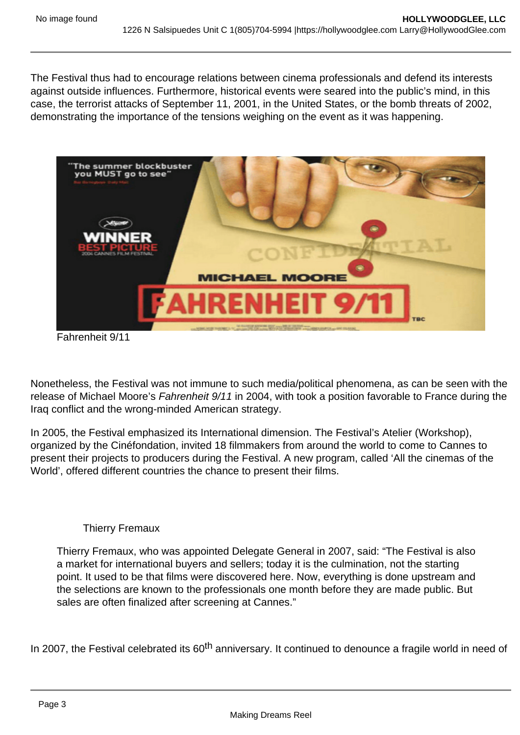The Festival thus had to encourage relations between cinema professionals and defend its interests against outside influences. Furthermore, historical events were seared into the public's mind, in this case, the terrorist attacks of September 11, 2001, in the United States, or the bomb threats of 2002, demonstrating the importance of the tensions weighing on the event as it was happening.

Fahrenheit 9/11

Nonetheless, the Festival was not immune to such media/political phenomena, as can be seen with the release of Michael Moore's *Fahrenheit 9/11* in 2004, with took a position favorable to France during the Iraq conflict and the wrong-minded American strategy.

In 2005, the Festival emphasized its International dimension. The Festival's Atelier (Workshop), organized by the Cinéfondation, invited 18 filmmakers from around the world to come to Cannes to present their projects to producers during the Festival. A new program, called 'All the cinemas of the World', offered different countries the chance to present their films.

Thierry Fremaux

> Thierry Fremaux, who was appointed Delegate General in 2007, said: "The Festival is also a market for international buyers and sellers; today it is the culmination, not the starting point. It used to be that films were discovered here. Now, everything is done upstream and the selections are known to the professionals one month before they are made public. But sales are often finalized after screening at Cannes."

In 2007, the Festival celebrated its 60th anniversary. It continued to denounce a fragile world in need of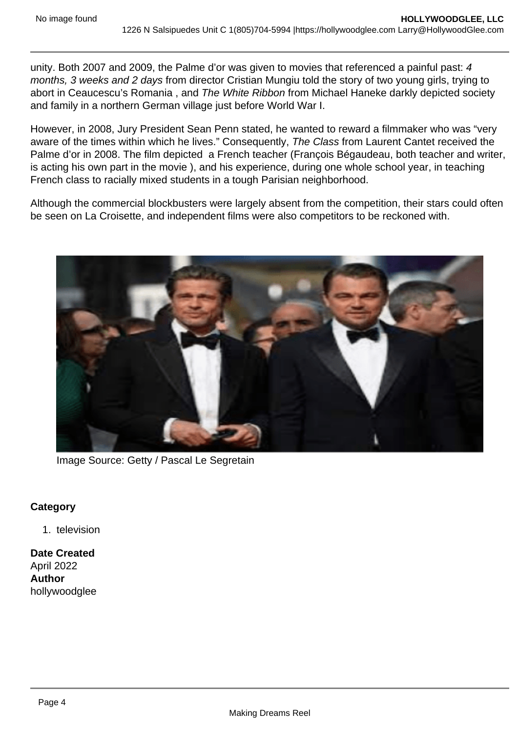unity. Both 2007 and 2009, the Palme d'or was given to movies that referenced a painful past: *4 months, 3 weeks and 2 days* from director Cristian Mungiu told the story of two young girls, trying to abort in Ceaucescu's Romania , and *The White Ribbon* from Michael Haneke darkly depicted society and family in a northern German village just before World War I.

However, in 2008, Jury President Sean Penn stated, he wanted to reward a filmmaker who was "very aware of the times within which he lives." Consequently, *The Class* from Laurent Cantet received the Palme d'or in 2008. The film depicted a French teacher (François Bégaudeau, both teacher and writer, is acting his own part in the movie ), and his experience, during one whole school year, in teaching French class to racially mixed students in a tough Parisian neighborhood.

Although the commercial blockbusters were largely absent from the competition, their stars could often be seen on La Croisette, and independent films were also competitors to be reckoned with.

Image Source: Getty / Pascal Le Segretain

**Category**

1. television

**Date Created**
April 2022
**Author**
hollywoodglee